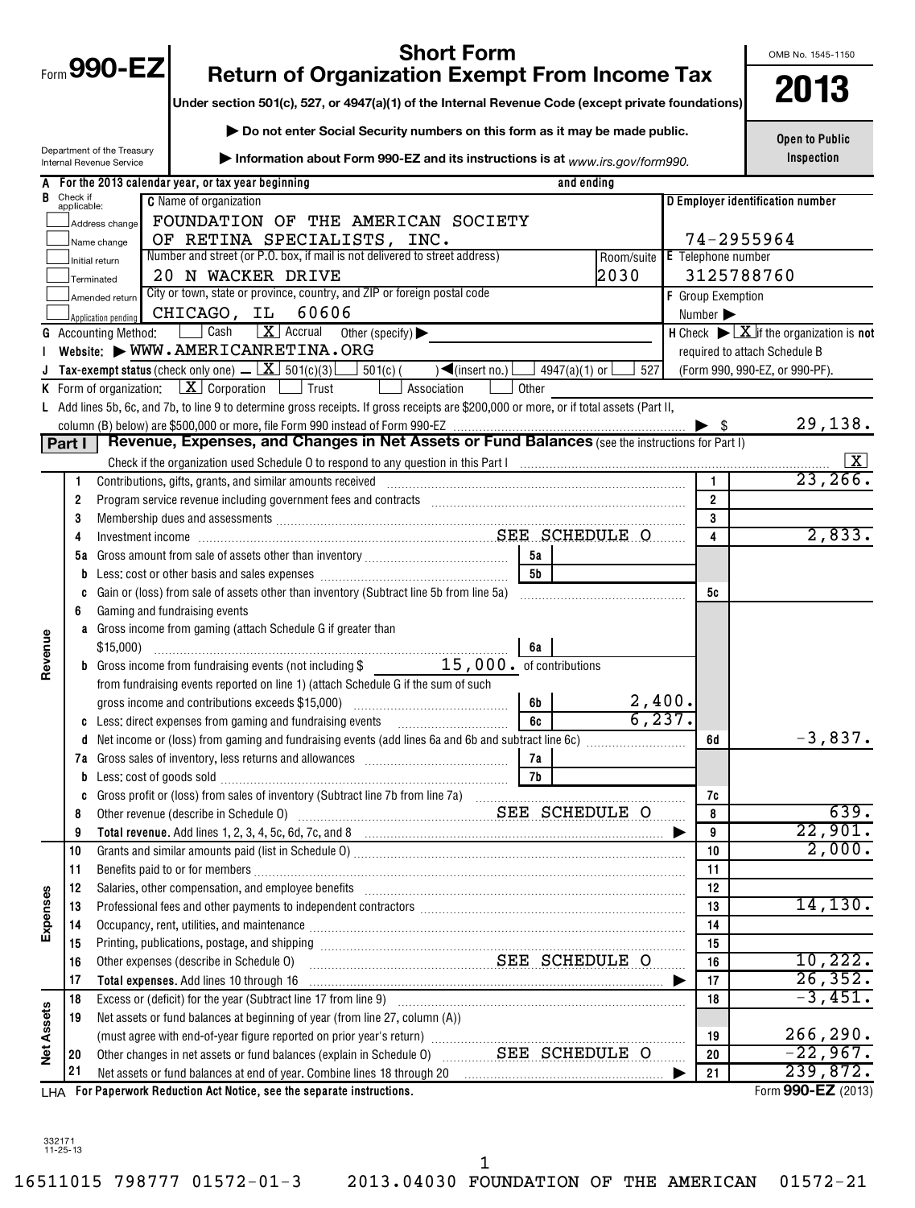Form **990-EZ**

# Short Form Return of Organization Exempt From Income Tax

**Under section 501(c), 527, or 4947(a)(1) of the Internal Revenue Code (except private foundations)**

▶ Do not enter Social Security numbers on this form as it may be made public.

▶ Information about Form 990-EZ and its instructions is at www.irs.gov/form990.

Department of the Treasury
Internal Revenue Service

OMB No. 1545-1150

**2013**

**Open to Public Inspection**

**A** For the 2013 calendar year, or tax year beginning and ending

**B** Check if applicable:
- [ ] Address change
- [ ] Name change
- [ ] Initial return
- [ ] Terminated
- [ ] Amended return
- [ ] Application pending

**C** Name of organization: FOUNDATION OF THE AMERICAN SOCIETY OF RETINA SPECIALISTS, INC.

Number and street (or P.O. box, if mail is not delivered to street address): 20 N WACKER DRIVE — Room/suite: 2030

City or town, state or province, country, and ZIP or foreign postal code: CHICAGO, IL 60606

**D** Employer identification number: 74-2955964

**E** Telephone number: 3125788760

**F** Group Exemption Number ▶

**G** Accounting Method: [ ] Cash [X] Accrual Other (specify) ▶

**H** Check ▶ [X] if the organization is **not** required to attach Schedule B (Form 990, 990-EZ, or 990-PF).

**I** Website: ▶ WWW.AMERICANRETINA.ORG

**J** Tax-exempt status (check only one) — [X] 501(c)(3) [ ] 501(c) ( ) ◀(insert no.) [ ] 4947(a)(1) or [ ] 527

**K** Form of organization: [X] Corporation [ ] Trust [ ] Association [ ] Other

**L** Add lines 5b, 6c, and 7b, to line 9 to determine gross receipts. If gross receipts are $200,000 or more, or if total assets (Part II, column (B) below) are $500,000 or more, file Form 990 instead of Form 990-EZ ▶ $ 29,138.

## Part I Revenue, Expenses, and Changes in Net Assets or Fund Balances (see the instructions for Part I)

Check if the organization used Schedule O to respond to any question in this Part I [X]

| Section | Line | Description | | | Line | Amount |
|---|---|---|---|---|---|---|
| Revenue | 1 | Contributions, gifts, grants, and similar amounts received | | | 1 | 23,266. |
| | 2 | Program service revenue including government fees and contracts | | | 2 | |
| | 3 | Membership dues and assessments | | | 3 | |
| | 4 | Investment income SEE SCHEDULE O | | | 4 | 2,833. |
| | 5a | Gross amount from sale of assets other than inventory | 5a | | | |
| | b | Less: cost or other basis and sales expenses | 5b | | | |
| | c | Gain or (loss) from sale of assets other than inventory (Subtract line 5b from line 5a) | | | 5c | |
| | 6 | Gaming and fundraising events | | | | |
| | a | Gross income from gaming (attach Schedule G if greater than $15,000) | 6a | | | |
| | b | Gross income from fundraising events (not including $ 15,000. of contributions from fundraising events reported on line 1) (attach Schedule G if the sum of such gross income and contributions exceeds $15,000) | 6b | 2,400. | | |
| | c | Less: direct expenses from gaming and fundraising events | 6c | 6,237. | | |
| | d | Net income or (loss) from gaming and fundraising events (add lines 6a and 6b and subtract line 6c) | | | 6d | -3,837. |
| | 7a | Gross sales of inventory, less returns and allowances | 7a | | | |
| | b | Less: cost of goods sold | 7b | | | |
| | c | Gross profit or (loss) from sales of inventory (Subtract line 7b from line 7a) | | | 7c | |
| | 8 | Other revenue (describe in Schedule O) SEE SCHEDULE O | | | 8 | 639. |
| | 9 | **Total revenue.** Add lines 1, 2, 3, 4, 5c, 6d, 7c, and 8 ▶ | | | 9 | 22,901. |
| Expenses | 10 | Grants and similar amounts paid (list in Schedule O) | | | 10 | 2,000. |
| | 11 | Benefits paid to or for members | | | 11 | |
| | 12 | Salaries, other compensation, and employee benefits | | | 12 | |
| | 13 | Professional fees and other payments to independent contractors | | | 13 | 14,130. |
| | 14 | Occupancy, rent, utilities, and maintenance | | | 14 | |
| | 15 | Printing, publications, postage, and shipping | | | 15 | |
| | 16 | Other expenses (describe in Schedule O) SEE SCHEDULE O | | | 16 | 10,222. |
| | 17 | **Total expenses.** Add lines 10 through 16 ▶ | | | 17 | 26,352. |
| Net Assets | 18 | Excess or (deficit) for the year (Subtract line 17 from line 9) | | | 18 | -3,451. |
| | 19 | Net assets or fund balances at beginning of year (from line 27, column (A)) (must agree with end-of-year figure reported on prior year's return) | | | 19 | 266,290. |
| | 20 | Other changes in net assets or fund balances (explain in Schedule O) SEE SCHEDULE O | | | 20 | -22,967. |
| | 21 | Net assets or fund balances at end of year. Combine lines 18 through 20 ▶ | | | 21 | 239,872. |

LHA For Paperwork Reduction Act Notice, see the separate instructions. Form **990-EZ** (2013)

332171
11-25-13

16511015 798777 01572-01-3 2013.04030 FOUNDATION OF THE AMERICAN 01572-21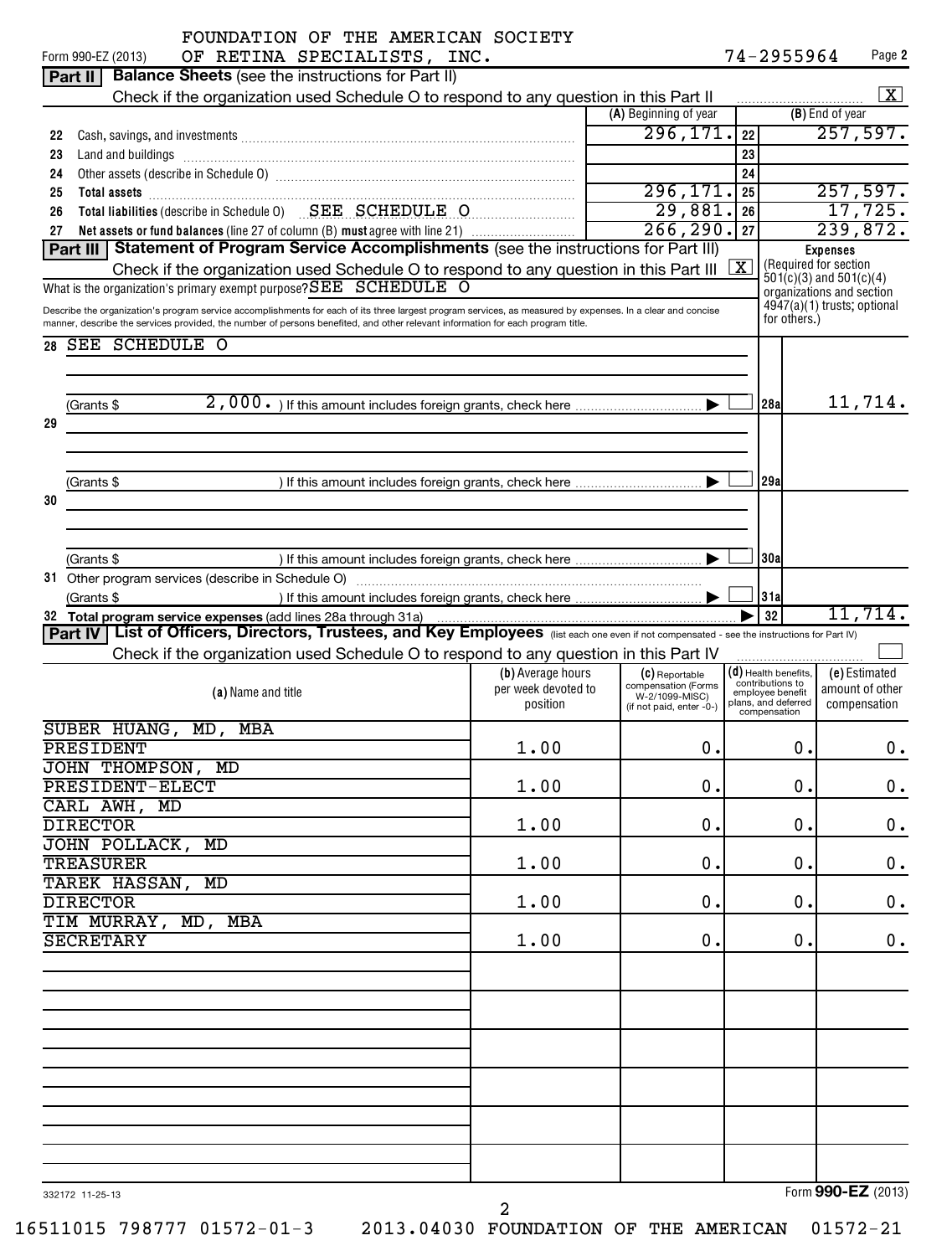FOUNDATION OF THE AMERICAN SOCIETY OF RETINA SPECIALISTS, INC.

Form 990-EZ (2013) 74-2955964 Page 2

## Part II Balance Sheets (see the instructions for Part II)

Check if the organization used Schedule O to respond to any question in this Part II [X]

| | | (A) Beginning of year | | (B) End of year |
|---|---|---|---|---|
| 22 | Cash, savings, and investments | 296,171. | 22 | 257,597. |
| 23 | Land and buildings | | 23 | |
| 24 | Other assets (describe in Schedule O) | | 24 | |
| 25 | Total assets | 296,171. | 25 | 257,597. |
| 26 | Total liabilities (describe in Schedule O) SEE SCHEDULE O | 29,881. | 26 | 17,725. |
| 27 | Net assets or fund balances (line 27 of column (B) must agree with line 21) | 266,290. | 27 | 239,872. |

## Part III Statement of Program Service Accomplishments (see the instructions for Part III)

Check if the organization used Schedule O to respond to any question in this Part III [X]

What is the organization's primary exempt purpose? SEE SCHEDULE O

Describe the organization's program service accomplishments for each of its three largest program services, as measured by expenses. In a clear and concise manner, describe the services provided, the number of persons benefited, and other relevant information for each program title.

Expenses (Required for section 501(c)(3) and 501(c)(4) organizations and section 4947(a)(1) trusts; optional for others.)

| | | | Expenses |
|---|---|---|---|
| 28 | SEE SCHEDULE O | | |
| | (Grants $ 2,000. ) If this amount includes foreign grants, check here [ ] | 28a | 11,714. |
| 29 | | | |
| | (Grants $ ) If this amount includes foreign grants, check here [ ] | 29a | |
| 30 | | | |
| | (Grants $ ) If this amount includes foreign grants, check here [ ] | 30a | |
| 31 | Other program services (describe in Schedule O) | | |
| | (Grants $ ) If this amount includes foreign grants, check here [ ] | 31a | |
| 32 | Total program service expenses (add lines 28a through 31a) | 32 | 11,714. |

## Part IV List of Officers, Directors, Trustees, and Key Employees (list each one even if not compensated - see the instructions for Part IV)

Check if the organization used Schedule O to respond to any question in this Part IV [ ]

| (a) Name and title | (b) Average hours per week devoted to position | (c) Reportable compensation (Forms W-2/1099-MISC) (if not paid, enter -0-) | (d) Health benefits, contributions to employee benefit plans, and deferred compensation | (e) Estimated amount of other compensation |
|---|---|---|---|---|
| SUBER HUANG, MD, MBA<br>PRESIDENT | 1.00 | 0. | 0. | 0. |
| JOHN THOMPSON, MD<br>PRESIDENT-ELECT | 1.00 | 0. | 0. | 0. |
| CARL AWH, MD<br>DIRECTOR | 1.00 | 0. | 0. | 0. |
| JOHN POLLACK, MD<br>TREASURER | 1.00 | 0. | 0. | 0. |
| TAREK HASSAN, MD<br>DIRECTOR | 1.00 | 0. | 0. | 0. |
| TIM MURRAY, MD, MBA<br>SECRETARY | 1.00 | 0. | 0. | 0. |

332172 11-25-13

Form 990-EZ (2013)

16511015 798777 01572-01-3 2013.04030 FOUNDATION OF THE AMERICAN 01572-21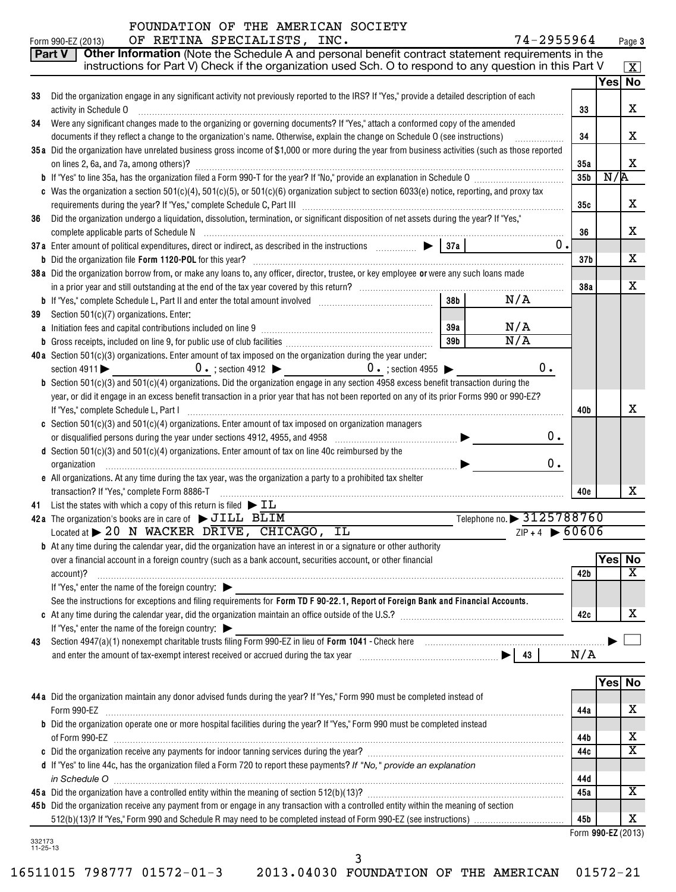FOUNDATION OF THE AMERICAN SOCIETY
Form 990-EZ (2013) OF RETINA SPECIALISTS, INC. 74-2955964 Page 3

**Part V** **Other Information** (Note the Schedule A and personal benefit contract statement requirements in the instructions for Part V) Check if the organization used Sch. O to respond to any question in this Part V [X]

| | | | Yes | No |
|---|---|---|---|---|
| 33 | Did the organization engage in any significant activity not previously reported to the IRS? If "Yes," provide a detailed description of each activity in Schedule O | 33 | | X |
| 34 | Were any significant changes made to the organizing or governing documents? If "Yes," attach a conformed copy of the amended documents if they reflect a change to the organization's name. Otherwise, explain the change on Schedule O (see instructions) | 34 | | X |
| 35a | Did the organization have unrelated business gross income of $1,000 or more during the year from business activities (such as those reported on lines 2, 6a, and 7a, among others)? | 35a | | X |
| b | If "Yes" to line 35a, has the organization filed a Form 990-T for the year? If "No," provide an explanation in Schedule O | 35b | N/A | |
| c | Was the organization a section 501(c)(4), 501(c)(5), or 501(c)(6) organization subject to section 6033(e) notice, reporting, and proxy tax requirements during the year? If "Yes," complete Schedule C, Part III | 35c | | X |
| 36 | Did the organization undergo a liquidation, dissolution, termination, or significant disposition of net assets during the year? If "Yes," complete applicable parts of Schedule N | 36 | | X |
| 37a | Enter amount of political expenditures, direct or indirect, as described in the instructions ▶ 37a 0. | | | |
| b | Did the organization file **Form 1120-POL** for this year? | 37b | | X |
| 38a | Did the organization borrow from, or make any loans to, any officer, director, trustee, or key employee **or** were any such loans made in a prior year and still outstanding at the end of the tax year covered by this return? | 38a | | X |
| b | If "Yes," complete Schedule L, Part II and enter the total amount involved 38b N/A | | | |
| 39 | Section 501(c)(7) organizations. Enter: | | | |
| a | Initiation fees and capital contributions included on line 9 39a N/A | | | |
| b | Gross receipts, included on line 9, for public use of club facilities 39b N/A | | | |
| 40a | Section 501(c)(3) organizations. Enter amount of tax imposed on the organization during the year under: section 4911 ▶ 0. ; section 4912 ▶ 0. ; section 4955 ▶ 0. | | | |
| b | Section 501(c)(3) and 501(c)(4) organizations. Did the organization engage in any section 4958 excess benefit transaction during the year, or did it engage in an excess benefit transaction in a prior year that has not been reported on any of its prior Forms 990 or 990-EZ? If "Yes," complete Schedule L, Part I | 40b | | X |
| c | Section 501(c)(3) and 501(c)(4) organizations. Enter amount of tax imposed on organization managers or disqualified persons during the year under sections 4912, 4955, and 4958 ▶ 0. | | | |
| d | Section 501(c)(3) and 501(c)(4) organizations. Enter amount of tax on line 40c reimbursed by the organization ▶ 0. | | | |
| e | All organizations. At any time during the tax year, was the organization a party to a prohibited tax shelter transaction? If "Yes," complete Form 8886-T | 40e | | X |

41 List the states with which a copy of this return is filed ▶ IL

42a The organization's books are in care of ▶ JILL BLIM Telephone no. ▶ 3125788760
Located at ▶ 20 N WACKER DRIVE, CHICAGO, IL ZIP + 4 ▶ 60606

| | | | Yes | No |
|---|---|---|---|---|
| b | At any time during the calendar year, did the organization have an interest in or a signature or other authority over a financial account in a foreign country (such as a bank account, securities account, or other financial account)? If "Yes," enter the name of the foreign country: ▶ See the instructions for exceptions and filing requirements for **Form TD F 90-22.1, Report of Foreign Bank and Financial Accounts.** | 42b | | X |
| c | At any time during the calendar year, did the organization maintain an office outside of the U.S.? If "Yes," enter the name of the foreign country: ▶ | 42c | | X |

43 Section 4947(a)(1) nonexempt charitable trusts filing Form 990-EZ in lieu of **Form 1041** - Check here ▶ [ ]
and enter the amount of tax-exempt interest received or accrued during the tax year ▶ 43 N/A

| | | | Yes | No |
|---|---|---|---|---|
| 44a | Did the organization maintain any donor advised funds during the year? If "Yes," Form 990 must be completed instead of Form 990-EZ | 44a | | X |
| b | Did the organization operate one or more hospital facilities during the year? If "Yes," Form 990 must be completed instead of Form 990-EZ | 44b | | X |
| c | Did the organization receive any payments for indoor tanning services during the year? | 44c | | X |
| d | If "Yes" to line 44c, has the organization filed a Form 720 to report these payments? *If "No," provide an explanation in Schedule O* | 44d | | |
| 45a | Did the organization have a controlled entity within the meaning of section 512(b)(13)? | 45a | | X |
| 45b | Did the organization receive any payment from or engage in any transaction with a controlled entity within the meaning of section 512(b)(13)? If "Yes," Form 990 and Schedule R may need to be completed instead of Form 990-EZ (see instructions) | 45b | | X |

Form **990-EZ** (2013)

332173 11-25-13

16511015 798777 01572-01-3 2013.04030 FOUNDATION OF THE AMERICAN 01572-21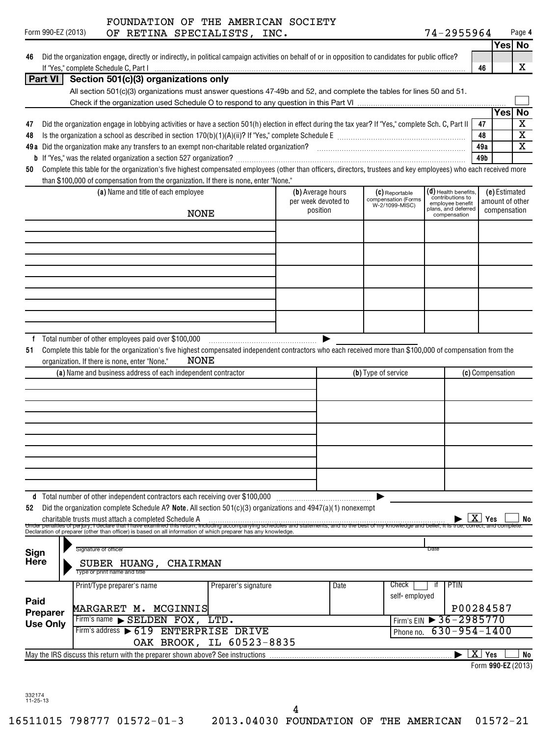FOUNDATION OF THE AMERICAN SOCIETY OF RETINA SPECIALISTS, INC. 74-2955964

Form 990-EZ (2013)

| | | | Yes | No |
|---|---|---|---|---|
| 46 | Did the organization engage, directly or indirectly, in political campaign activities on behalf of or in opposition to candidates for public office? If "Yes," complete Schedule C, Part I | 46 | | X |

## Part VI Section 501(c)(3) organizations only

All section 501(c)(3) organizations must answer questions 47-49b and 52, and complete the tables for lines 50 and 51.

Check if the organization used Schedule O to respond to any question in this Part VI ☐

| | | | Yes | No |
|---|---|---|---|---|
| 47 | Did the organization engage in lobbying activities or have a section 501(h) election in effect during the tax year? If "Yes," complete Sch. C, Part II | 47 | | X |
| 48 | Is the organization a school as described in section 170(b)(1)(A)(ii)? If "Yes," complete Schedule E | 48 | | X |
| 49a | Did the organization make any transfers to an exempt non-charitable related organization? | 49a | | X |
| b | If "Yes," was the related organization a section 527 organization? | 49b | | |

50 Complete this table for the organization's five highest compensated employees (other than officers, directors, trustees and key employees) who each received more than $100,000 of compensation from the organization. If there is none, enter "None."

| (a) Name and title of each employee | (b) Average hours per week devoted to position | (c) Reportable compensation (Forms W-2/1099-MISC) | (d) Health benefits, contributions to employee benefit plans, and deferred compensation | (e) Estimated amount of other compensation |
|---|---|---|---|---|
| NONE | | | | |

f Total number of other employees paid over $100,000

51 Complete this table for the organization's five highest compensated independent contractors who each received more than $100,000 of compensation from the organization. If there is none, enter "None." NONE

| (a) Name and business address of each independent contractor | (b) Type of service | (c) Compensation |
|---|---|---|
| | | |

d Total number of other independent contractors each receiving over $100,000

52 Did the organization complete Schedule A? **Note.** All section 501(c)(3) organizations and 4947(a)(1) nonexempt charitable trusts must attach a completed Schedule A ☒ Yes ☐ No

Under penalties of perjury, I declare that I have examined this return, including accompanying schedules and statements, and to the best of my knowledge and belief, it is true, correct, and complete. Declaration of preparer (other than officer) is based on all information of which preparer has any knowledge.

**Sign Here**

Signature of officer | Date

SUBER HUANG, CHAIRMAN
Type or print name and title

**Paid Preparer Use Only**

| Print/Type preparer's name | Preparer's signature | Date | Check ☐ if self-employed | PTIN |
|---|---|---|---|---|
| MARGARET M. MCGINNIS | | | | P00284587 |
| Firm's name ▶ SELDEN FOX, LTD. | | | Firm's EIN ▶ 36-2985770 | |
| Firm's address ▶ 619 ENTERPRISE DRIVE, OAK BROOK, IL 60523-8835 | | | Phone no. 630-954-1400 | |

May the IRS discuss this return with the preparer shown above? See instructions ☒ Yes ☐ No

Form **990-EZ** (2013)

332174 11-25-13

16511015 798777 01572-01-3 2013.04030 FOUNDATION OF THE AMERICAN 01572-21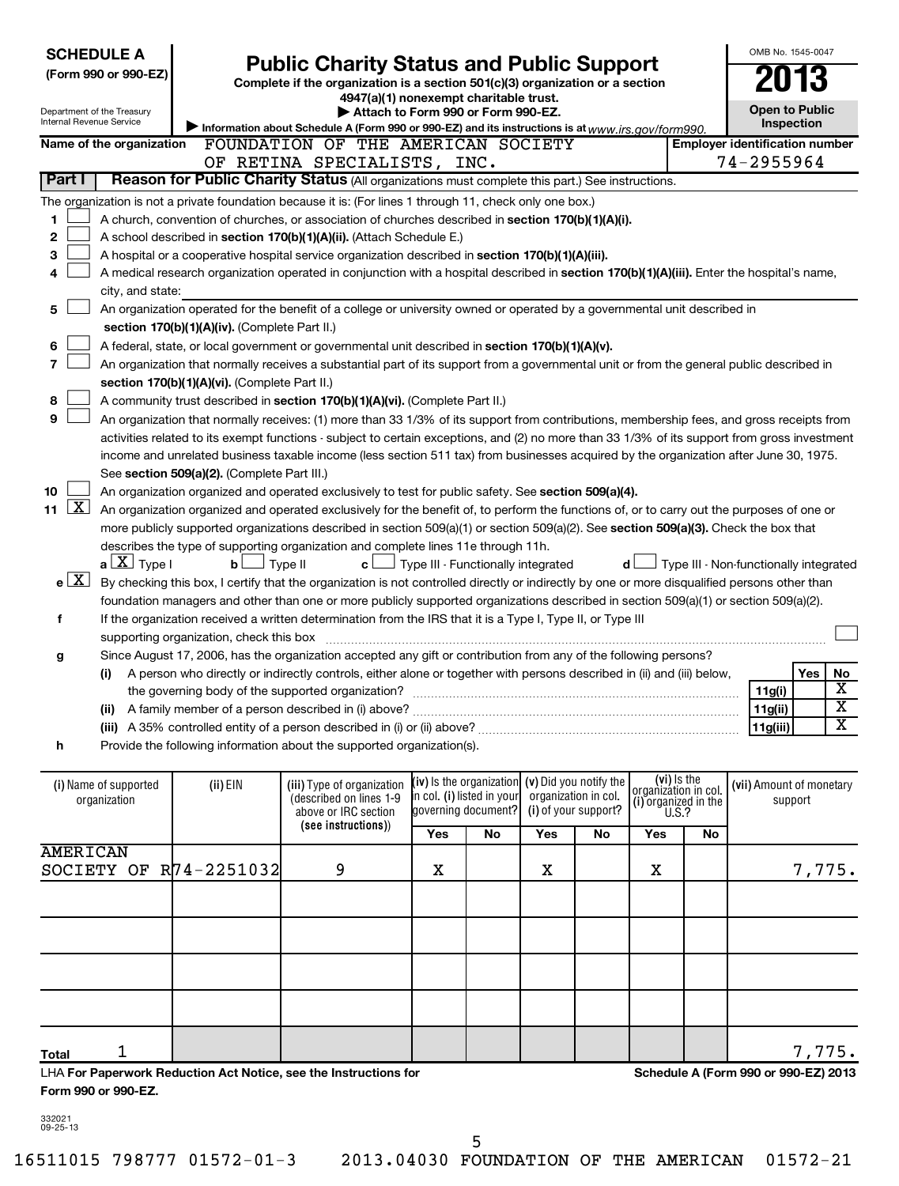**SCHEDULE A**
**(Form 990 or 990-EZ)**

Department of the Treasury
Internal Revenue Service

# Public Charity Status and Public Support

**Complete if the organization is a section 501(c)(3) organization or a section 4947(a)(1) nonexempt charitable trust.**
**▶ Attach to Form 990 or Form 990-EZ.**
▶ Information about Schedule A (Form 990 or 990-EZ) and its instructions is at www.irs.gov/form990.

OMB No. 1545-0047
**2013**
**Open to Public Inspection**

**Name of the organization:** FOUNDATION OF THE AMERICAN SOCIETY OF RETINA SPECIALISTS, INC.
**Employer identification number:** 74-2955964

## Part I — Reason for Public Charity Status (All organizations must complete this part.) See instructions.

The organization is not a private foundation because it is: (For lines 1 through 11, check only one box.)

1. [ ] A church, convention of churches, or association of churches described in **section 170(b)(1)(A)(i).**
2. [ ] A school described in **section 170(b)(1)(A)(ii).** (Attach Schedule E.)
3. [ ] A hospital or a cooperative hospital service organization described in **section 170(b)(1)(A)(iii).**
4. [ ] A medical research organization operated in conjunction with a hospital described in **section 170(b)(1)(A)(iii).** Enter the hospital's name, city, and state:
5. [ ] An organization operated for the benefit of a college or university owned or operated by a governmental unit described in **section 170(b)(1)(A)(iv).** (Complete Part II.)
6. [ ] A federal, state, or local government or governmental unit described in **section 170(b)(1)(A)(v).**
7. [ ] An organization that normally receives a substantial part of its support from a governmental unit or from the general public described in **section 170(b)(1)(A)(vi).** (Complete Part II.)
8. [ ] A community trust described in **section 170(b)(1)(A)(vi).** (Complete Part II.)
9. [ ] An organization that normally receives: (1) more than 33 1/3% of its support from contributions, membership fees, and gross receipts from activities related to its exempt functions - subject to certain exceptions, and (2) no more than 33 1/3% of its support from gross investment income and unrelated business taxable income (less section 511 tax) from businesses acquired by the organization after June 30, 1975. See **section 509(a)(2).** (Complete Part III.)
10. [ ] An organization organized and operated exclusively to test for public safety. See **section 509(a)(4).**
11. [X] An organization organized and operated exclusively for the benefit of, to perform the functions of, or to carry out the purposes of one or more publicly supported organizations described in section 509(a)(1) or section 509(a)(2). See **section 509(a)(3).** Check the box that describes the type of supporting organization and complete lines 11e through 11h.
   - **a** [X] Type I  **b** [ ] Type II  **c** [ ] Type III - Functionally integrated  **d** [ ] Type III - Non-functionally integrated
   - **e** [X] By checking this box, I certify that the organization is not controlled directly or indirectly by one or more disqualified persons other than foundation managers and other than one or more publicly supported organizations described in section 509(a)(1) or section 509(a)(2).
   - **f** If the organization received a written determination from the IRS that it is a Type I, Type II, or Type III supporting organization, check this box [ ]
   - **g** Since August 17, 2006, has the organization accepted any gift or contribution from any of the following persons?

| | | | Yes | No |
|---|---|---|---|---|
| (i) | A person who directly or indirectly controls, either alone or together with persons described in (ii) and (iii) below, the governing body of the supported organization? | 11g(i) | | X |
| (ii) | A family member of a person described in (i) above? | 11g(ii) | | X |
| (iii) | A 35% controlled entity of a person described in (i) or (ii) above? | 11g(iii) | | X |

   - **h** Provide the following information about the supported organization(s).

| (i) Name of supported organization | (ii) EIN | (iii) Type of organization (described on lines 1-9 above or IRC section (see instructions)) | (iv) Is the organization in col. (i) listed in your governing document? Yes | No | (v) Did you notify the organization in col. (i) of your support? Yes | No | (vi) Is the organization in col. (i) organized in the U.S.? Yes | No | (vii) Amount of monetary support |
|---|---|---|---|---|---|---|---|---|---|
| AMERICAN SOCIETY OF R | 74-2251032 | 9 | X | | X | | X | | 7,775. |
| | | | | | | | | | |
| | | | | | | | | | |
| | | | | | | | | | |
| | | | | | | | | | |
| **Total** 1 | | | | | | | | | 7,775. |

LHA **For Paperwork Reduction Act Notice, see the Instructions for Form 990 or 990-EZ.**

**Schedule A (Form 990 or 990-EZ) 2013**

332021
09-25-13

16511015 798777 01572-01-3    2013.04030 FOUNDATION OF THE AMERICAN    01572-21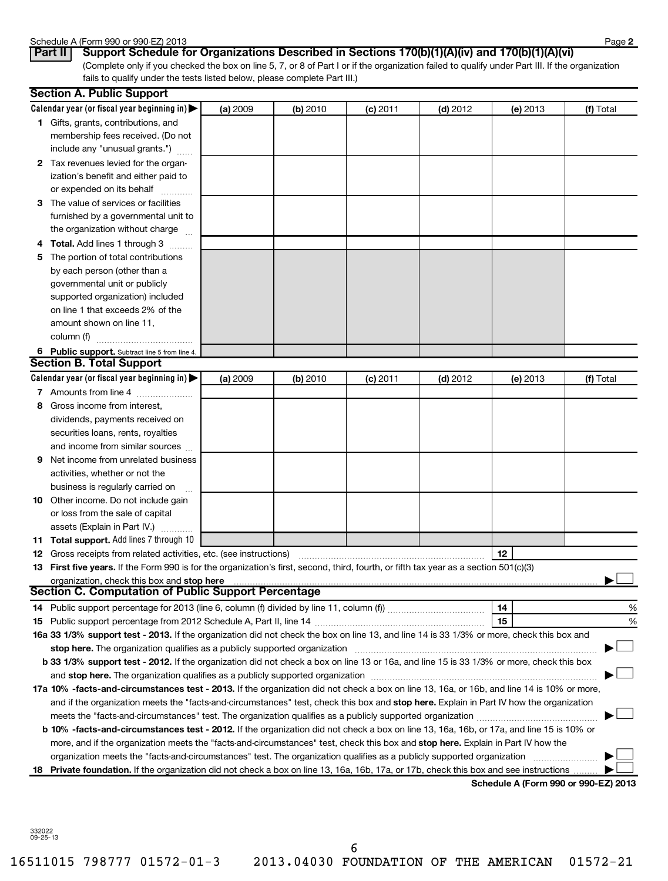Schedule A (Form 990 or 990-EZ) 2013 Page **2**

**Part II** **Support Schedule for Organizations Described in Sections 170(b)(1)(A)(iv) and 170(b)(1)(A)(vi)**

(Complete only if you checked the box on line 5, 7, or 8 of Part I or if the organization failed to qualify under Part III. If the organization fails to qualify under the tests listed below, please complete Part III.)

## Section A. Public Support

| Calendar year (or fiscal year beginning in) ▶ | (a) 2009 | (b) 2010 | (c) 2011 | (d) 2012 | (e) 2013 | (f) Total |
|---|---|---|---|---|---|---|
| **1** Gifts, grants, contributions, and membership fees received. (Do not include any "unusual grants.") | | | | | | |
| **2** Tax revenues levied for the organization's benefit and either paid to or expended on its behalf | | | | | | |
| **3** The value of services or facilities furnished by a governmental unit to the organization without charge | | | | | | |
| **4 Total.** Add lines 1 through 3 | | | | | | |
| **5** The portion of total contributions by each person (other than a governmental unit or publicly supported organization) included on line 1 that exceeds 2% of the amount shown on line 11, column (f) | | | | | | |
| **6 Public support.** Subtract line 5 from line 4. | | | | | | |

## Section B. Total Support

| Calendar year (or fiscal year beginning in) ▶ | (a) 2009 | (b) 2010 | (c) 2011 | (d) 2012 | (e) 2013 | (f) Total |
|---|---|---|---|---|---|---|
| **7** Amounts from line 4 | | | | | | |
| **8** Gross income from interest, dividends, payments received on securities loans, rents, royalties and income from similar sources | | | | | | |
| **9** Net income from unrelated business activities, whether or not the business is regularly carried on | | | | | | |
| **10** Other income. Do not include gain or loss from the sale of capital assets (Explain in Part IV.) | | | | | | |
| **11 Total support.** Add lines 7 through 10 | | | | | | |

**12** Gross receipts from related activities, etc. (see instructions) | **12** |

**13 First five years.** If the Form 990 is for the organization's first, second, third, fourth, or fifth tax year as a section 501(c)(3) organization, check this box and **stop here** ▶ ☐

## Section C. Computation of Public Support Percentage

**14** Public support percentage for 2013 (line 6, column (f) divided by line 11, column (f)) | **14** | %

**15** Public support percentage from 2012 Schedule A, Part II, line 14 | **15** | %

**16a 33 1/3% support test - 2013.** If the organization did not check the box on line 13, and line 14 is 33 1/3% or more, check this box and **stop here.** The organization qualifies as a publicly supported organization ▶ ☐

**b 33 1/3% support test - 2012.** If the organization did not check a box on line 13 or 16a, and line 15 is 33 1/3% or more, check this box and **stop here.** The organization qualifies as a publicly supported organization ▶ ☐

**17a 10% -facts-and-circumstances test - 2013.** If the organization did not check a box on line 13, 16a, or 16b, and line 14 is 10% or more, and if the organization meets the "facts-and-circumstances" test, check this box and **stop here.** Explain in Part IV how the organization meets the "facts-and-circumstances" test. The organization qualifies as a publicly supported organization ▶ ☐

**b 10% -facts-and-circumstances test - 2012.** If the organization did not check a box on line 13, 16a, 16b, or 17a, and line 15 is 10% or more, and if the organization meets the "facts-and-circumstances" test, check this box and **stop here.** Explain in Part IV how the organization meets the "facts-and-circumstances" test. The organization qualifies as a publicly supported organization ▶ ☐

**18 Private foundation.** If the organization did not check a box on line 13, 16a, 16b, 17a, or 17b, check this box and see instructions ▶ ☐

**Schedule A (Form 990 or 990-EZ) 2013**

332022
09-25-13

16511015 798777 01572-01-3 2013.04030 FOUNDATION OF THE AMERICAN 01572-21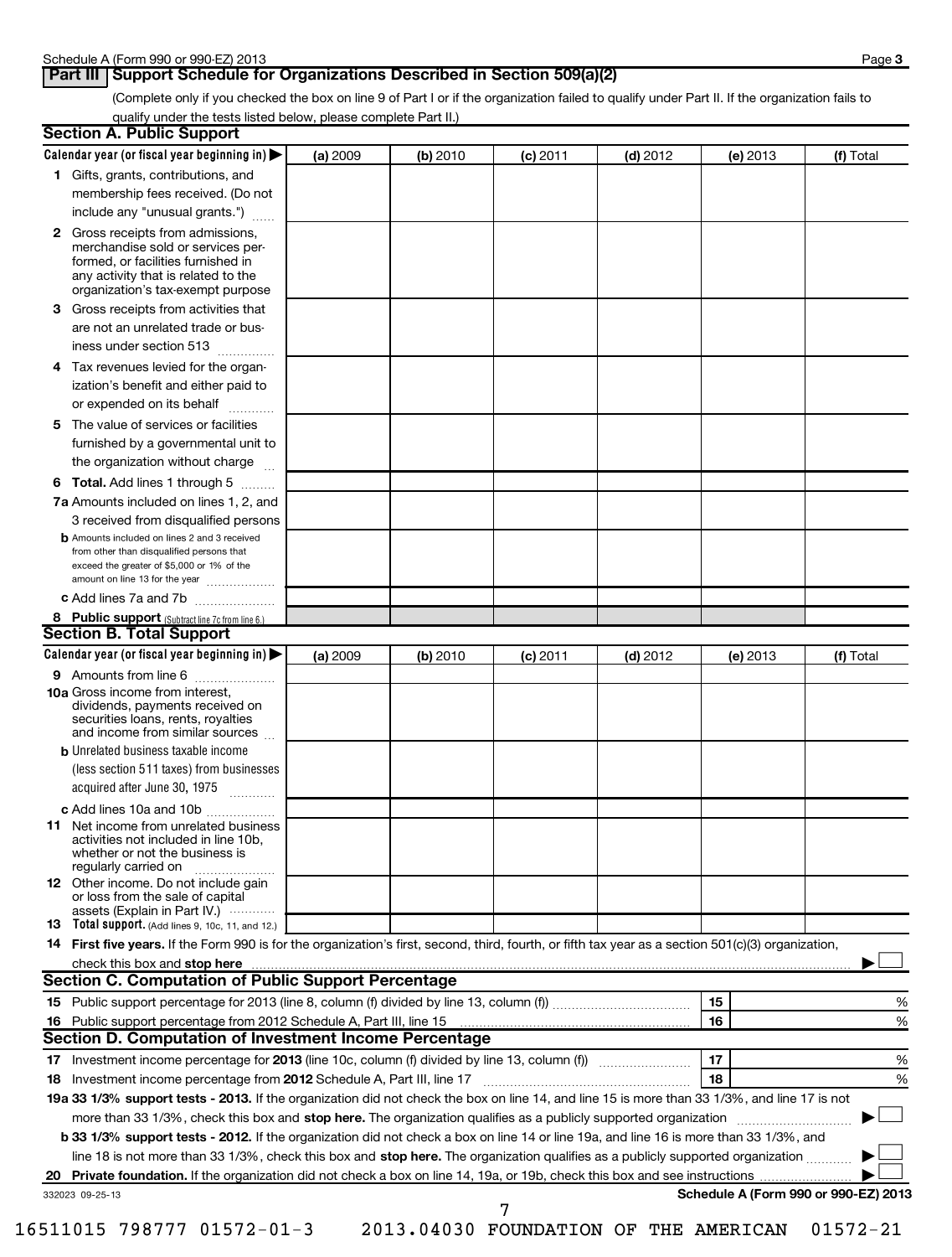Schedule A (Form 990 or 990-EZ) 2013

## Part III | Support Schedule for Organizations Described in Section 509(a)(2)

(Complete only if you checked the box on line 9 of Part I or if the organization failed to qualify under Part II. If the organization fails to qualify under the tests listed below, please complete Part II.)

### Section A. Public Support

| Calendar year (or fiscal year beginning in) ▶ | (a) 2009 | (b) 2010 | (c) 2011 | (d) 2012 | (e) 2013 | (f) Total |
|---|---|---|---|---|---|---|
| **1** Gifts, grants, contributions, and membership fees received. (Do not include any "unusual grants.") | | | | | | |
| **2** Gross receipts from admissions, merchandise sold or services performed, or facilities furnished in any activity that is related to the organization's tax-exempt purpose | | | | | | |
| **3** Gross receipts from activities that are not an unrelated trade or business under section 513 | | | | | | |
| **4** Tax revenues levied for the organization's benefit and either paid to or expended on its behalf | | | | | | |
| **5** The value of services or facilities furnished by a governmental unit to the organization without charge | | | | | | |
| **6 Total.** Add lines 1 through 5 | | | | | | |
| **7a** Amounts included on lines 1, 2, and 3 received from disqualified persons | | | | | | |
| **b** Amounts included on lines 2 and 3 received from other than disqualified persons that exceed the greater of $5,000 or 1% of the amount on line 13 for the year | | | | | | |
| **c** Add lines 7a and 7b | | | | | | |
| **8 Public support** (Subtract line 7c from line 6.) | | | | | | |

### Section B. Total Support

| Calendar year (or fiscal year beginning in) ▶ | (a) 2009 | (b) 2010 | (c) 2011 | (d) 2012 | (e) 2013 | (f) Total |
|---|---|---|---|---|---|---|
| **9** Amounts from line 6 | | | | | | |
| **10a** Gross income from interest, dividends, payments received on securities loans, rents, royalties and income from similar sources | | | | | | |
| **b** Unrelated business taxable income (less section 511 taxes) from businesses acquired after June 30, 1975 | | | | | | |
| **c** Add lines 10a and 10b | | | | | | |
| **11** Net income from unrelated business activities not included in line 10b, whether or not the business is regularly carried on | | | | | | |
| **12** Other income. Do not include gain or loss from the sale of capital assets (Explain in Part IV.) | | | | | | |
| **13 Total support.** (Add lines 9, 10c, 11, and 12.) | | | | | | |

**14 First five years.** If the Form 990 is for the organization's first, second, third, fourth, or fifth tax year as a section 501(c)(3) organization, check this box and **stop here** ▶ ☐

### Section C. Computation of Public Support Percentage

**15** Public support percentage for 2013 (line 8, column (f) divided by line 13, column (f)) **15** %

**16** Public support percentage from 2012 Schedule A, Part III, line 15 **16** %

### Section D. Computation of Investment Income Percentage

**17** Investment income percentage for **2013** (line 10c, column (f) divided by line 13, column (f)) **17** %

**18** Investment income percentage from **2012** Schedule A, Part III, line 17 **18** %

**19a 33 1/3% support tests - 2013.** If the organization did not check the box on line 14, and line 15 is more than 33 1/3%, and line 17 is not more than 33 1/3%, check this box and **stop here.** The organization qualifies as a publicly supported organization ▶ ☐

**b 33 1/3% support tests - 2012.** If the organization did not check a box on line 14 or line 19a, and line 16 is more than 33 1/3%, and line 18 is not more than 33 1/3%, check this box and **stop here.** The organization qualifies as a publicly supported organization ▶ ☐

**20 Private foundation.** If the organization did not check a box on line 14, 19a, or 19b, check this box and see instructions ▶ ☐

332023 09-25-13 **Schedule A (Form 990 or 990-EZ) 2013**

16511015 798777 01572-01-3 2013.04030 FOUNDATION OF THE AMERICAN 01572-21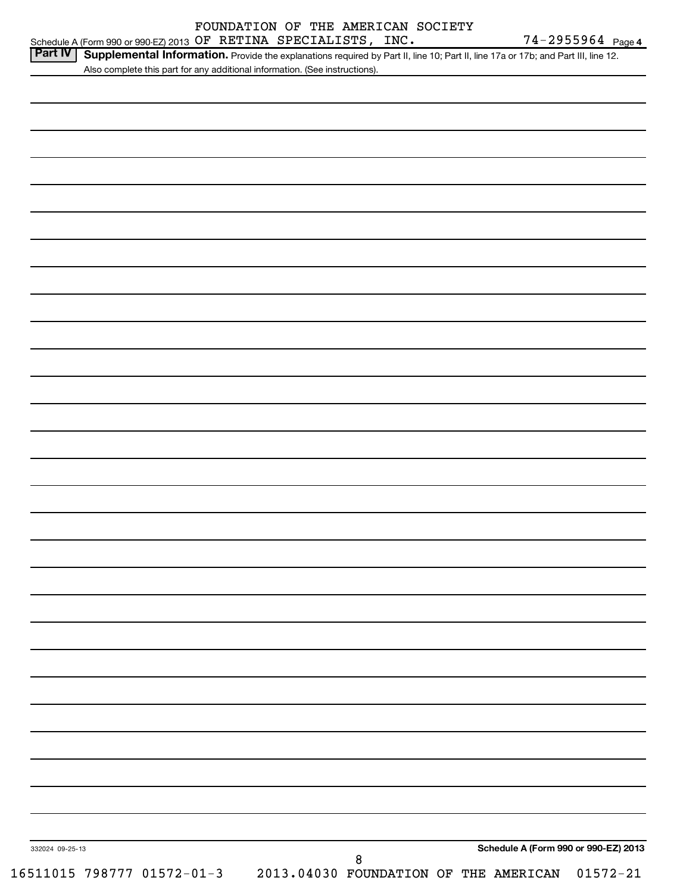FOUNDATION OF THE AMERICAN SOCIETY

Schedule A (Form 990 or 990-EZ) 2013 OF RETINA SPECIALISTS, INC. 74-2955964 Page 4

**Part IV** **Supplemental Information.** Provide the explanations required by Part II, line 10; Part II, line 17a or 17b; and Part III, line 12. Also complete this part for any additional information. (See instructions).

332024 09-25-13

**Schedule A (Form 990 or 990-EZ) 2013**

16511015 798777 01572-01-3 2013.04030 FOUNDATION OF THE AMERICAN 01572-21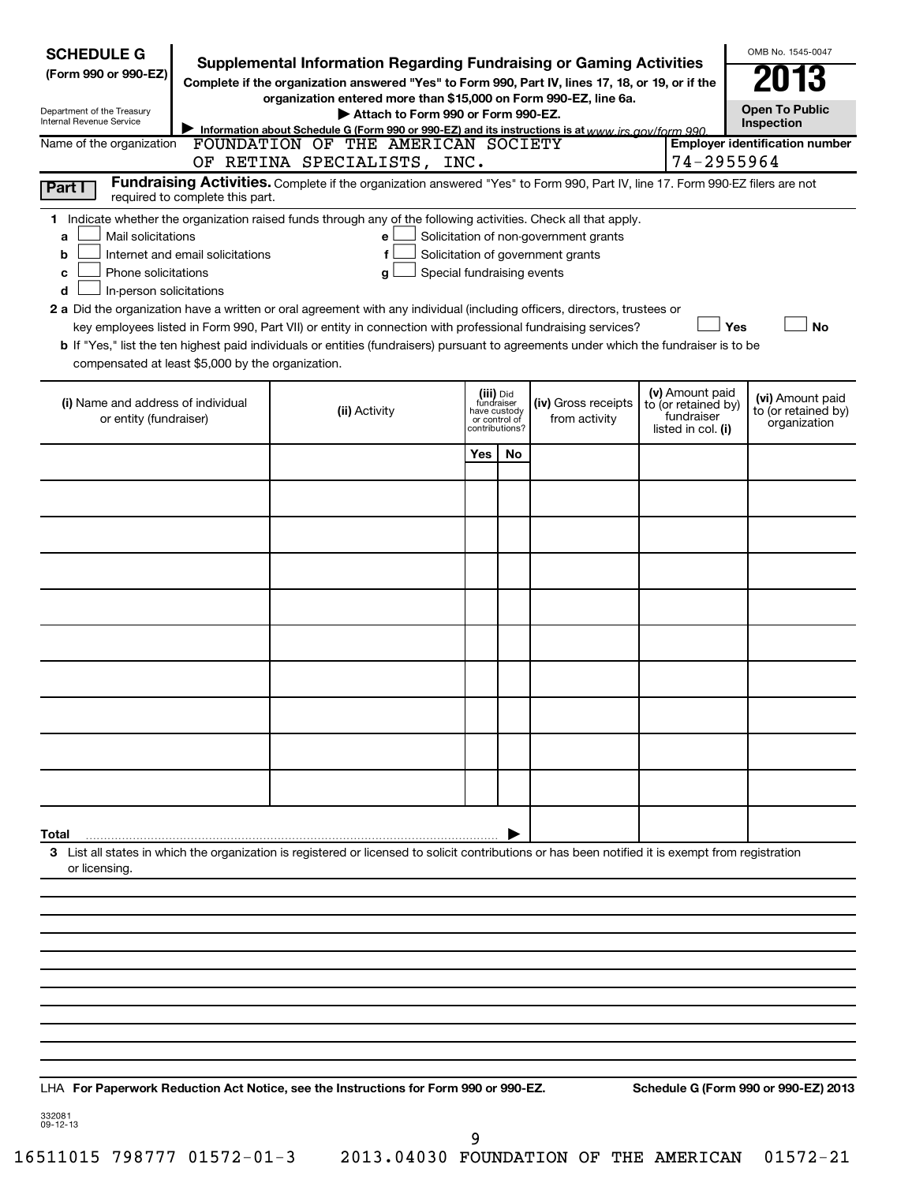**SCHEDULE G**
**(Form 990 or 990-EZ)**

Department of the Treasury
Internal Revenue Service

# Supplemental Information Regarding Fundraising or Gaming Activities

**Complete if the organization answered "Yes" to Form 990, Part IV, lines 17, 18, or 19, or if the organization entered more than $15,000 on Form 990-EZ, line 6a.**

**▶ Attach to Form 990 or Form 990-EZ.**

▶ **Information about Schedule G (Form 990 or 990-EZ) and its instructions is at** *www.irs.gov/form 990.*

OMB No. 1545-0047

**2013**

**Open To Public Inspection**

Name of the organization: FOUNDATION OF THE AMERICAN SOCIETY OF RETINA SPECIALISTS, INC.

**Employer identification number**: 74-2955964

**Part I** **Fundraising Activities.** Complete if the organization answered "Yes" to Form 990, Part IV, line 17. Form 990-EZ filers are not required to complete this part.

**1** Indicate whether the organization raised funds through any of the following activities. Check all that apply.

- **a** ☐ Mail solicitations
- **b** ☐ Internet and email solicitations
- **c** ☐ Phone solicitations
- **d** ☐ In-person solicitations
- **e** ☐ Solicitation of non-government grants
- **f** ☐ Solicitation of government grants
- **g** ☐ Special fundraising events

**2 a** Did the organization have a written or oral agreement with any individual (including officers, directors, trustees or key employees listed in Form 990, Part VII) or entity in connection with professional fundraising services? ☐ **Yes** ☐ **No**

**b** If "Yes," list the ten highest paid individuals or entities (fundraisers) pursuant to agreements under which the fundraiser is to be compensated at least $5,000 by the organization.

| **(i)** Name and address of individual or entity (fundraiser) | **(ii)** Activity | **(iii)** Did fundraiser have custody or control of contributions? | | **(iv)** Gross receipts from activity | **(v)** Amount paid to (or retained by) fundraiser listed in col. **(i)** | **(vi)** Amount paid to (or retained by) organization |
|---|---|---|---|---|---|---|
| | | Yes | No | | | |
| | | | | | | |
| | | | | | | |
| | | | | | | |
| | | | | | | |
| | | | | | | |
| | | | | | | |
| | | | | | | |
| | | | | | | |
| | | | | | | |
| | | | | | | |
| **Total** ▶ | | | | | | |

**3** List all states in which the organization is registered or licensed to solicit contributions or has been notified it is exempt from registration or licensing.

LHA **For Paperwork Reduction Act Notice, see the Instructions for Form 990 or 990-EZ.** **Schedule G (Form 990 or 990-EZ) 2013**

332081
09-12-13

16511015 798777 01572-01-3 2013.04030 FOUNDATION OF THE AMERICAN 01572-21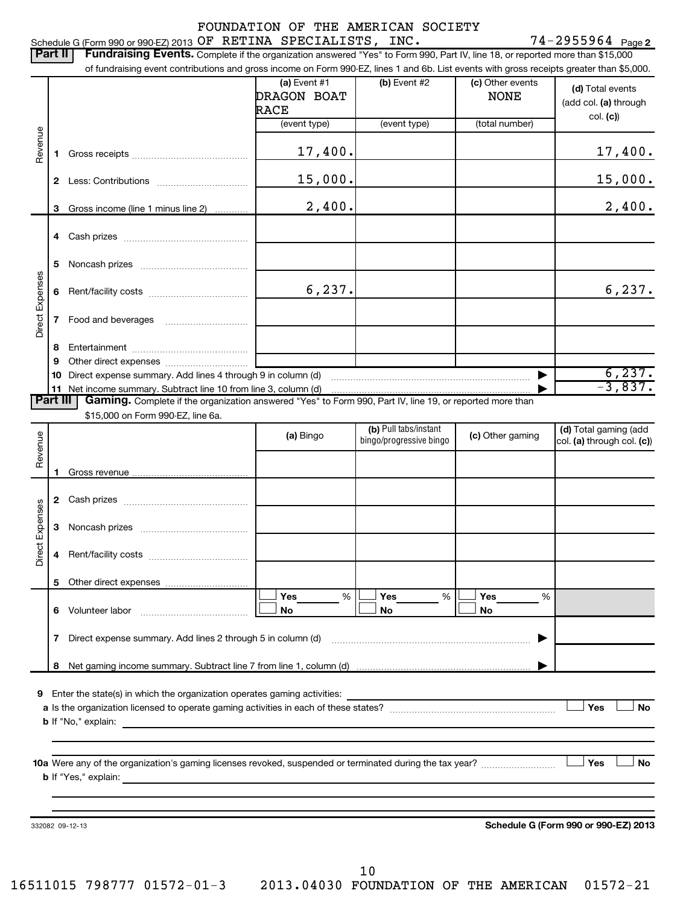FOUNDATION OF THE AMERICAN SOCIETY

Schedule G (Form 990 or 990-EZ) 2013 OF RETINA SPECIALISTS, INC. 74-2955964 Page 2

**Part II | Fundraising Events.** Complete if the organization answered "Yes" to Form 990, Part IV, line 18, or reported more than $15,000 of fundraising event contributions and gross income on Form 990-EZ, lines 1 and 6b. List events with gross receipts greater than $5,000.

| | | (a) Event #1 DRAGON BOAT RACE (event type) | (b) Event #2 (event type) | (c) Other events NONE (total number) | (d) Total events (add col. (a) through col. (c)) |
|---|---|---|---|---|---|
| Revenue | 1 Gross receipts | 17,400. | | | 17,400. |
| | 2 Less: Contributions | 15,000. | | | 15,000. |
| | 3 Gross income (line 1 minus line 2) | 2,400. | | | 2,400. |
| Direct Expenses | 4 Cash prizes | | | | |
| | 5 Noncash prizes | | | | |
| | 6 Rent/facility costs | 6,237. | | | 6,237. |
| | 7 Food and beverages | | | | |
| | 8 Entertainment | | | | |
| | 9 Other direct expenses | | | | |
| | 10 Direct expense summary. Add lines 4 through 9 in column (d) | | | ▶ | 6,237. |
| | 11 Net income summary. Subtract line 10 from line 3, column (d) | | | ▶ | -3,837. |

**Part III | Gaming.** Complete if the organization answered "Yes" to Form 990, Part IV, line 19, or reported more than $15,000 on Form 990-EZ, line 6a.

| | | (a) Bingo | (b) Pull tabs/instant bingo/progressive bingo | (c) Other gaming | (d) Total gaming (add col. (a) through col. (c)) |
|---|---|---|---|---|---|
| Revenue | 1 Gross revenue | | | | |
| Direct Expenses | 2 Cash prizes | | | | |
| | 3 Noncash prizes | | | | |
| | 4 Rent/facility costs | | | | |
| | 5 Other direct expenses | | | | |
| | 6 Volunteer labor | ☐ Yes ___ % ☐ No | ☐ Yes ___ % ☐ No | ☐ Yes ___ % ☐ No | |
| | 7 Direct expense summary. Add lines 2 through 5 in column (d) | | | ▶ | |
| | 8 Net gaming income summary. Subtract line 7 from line 1, column (d) | | | ▶ | |

9 Enter the state(s) in which the organization operates gaming activities: ____________

a Is the organization licensed to operate gaming activities in each of these states? ☐ Yes ☐ No

b If "No," explain: ____________

10a Were any of the organization's gaming licenses revoked, suspended or terminated during the tax year? ☐ Yes ☐ No

b If "Yes," explain: ____________

332082 09-12-13 **Schedule G (Form 990 or 990-EZ) 2013**

16511015 798777 01572-01-3 2013.04030 FOUNDATION OF THE AMERICAN 01572-21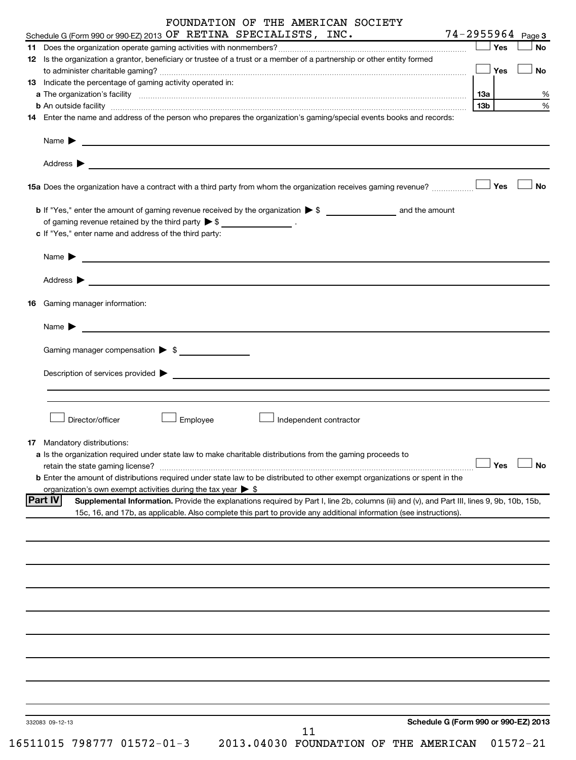Schedule G (Form 990 or 990-EZ) 2013 FOUNDATION OF THE AMERICAN SOCIETY OF RETINA SPECIALISTS, INC. 74-2955964 Page 3

**11** Does the organization operate gaming activities with nonmembers? ☐ Yes ☐ No

**12** Is the organization a grantor, beneficiary or trustee of a trust or a member of a partnership or other entity formed to administer charitable gaming? ☐ Yes ☐ No

**13** Indicate the percentage of gaming activity operated in:

**a** The organization's facility **13a** %

**b** An outside facility **13b** %

**14** Enter the name and address of the person who prepares the organization's gaming/special events books and records:

Name ▶

Address ▶

**15a** Does the organization have a contract with a third party from whom the organization receives gaming revenue? ☐ Yes ☐ No

**b** If "Yes," enter the amount of gaming revenue received by the organization ▶ $ ______ and the amount of gaming revenue retained by the third party ▶ $ ______ .

**c** If "Yes," enter name and address of the third party:

Name ▶

Address ▶

**16** Gaming manager information:

Name ▶

Gaming manager compensation ▶ $

Description of services provided ▶

☐ Director/officer ☐ Employee ☐ Independent contractor

**17** Mandatory distributions:

**a** Is the organization required under state law to make charitable distributions from the gaming proceeds to retain the state gaming license? ☐ Yes ☐ No

**b** Enter the amount of distributions required under state law to be distributed to other exempt organizations or spent in the organization's own exempt activities during the tax year ▶ $

**Part IV** **Supplemental Information.** Provide the explanations required by Part I, line 2b, columns (iii) and (v), and Part III, lines 9, 9b, 10b, 15b, 15c, 16, and 17b, as applicable. Also complete this part to provide any additional information (see instructions).

332083 09-12-13

**Schedule G (Form 990 or 990-EZ) 2013**

16511015 798777 01572-01-3 2013.04030 FOUNDATION OF THE AMERICAN 01572-21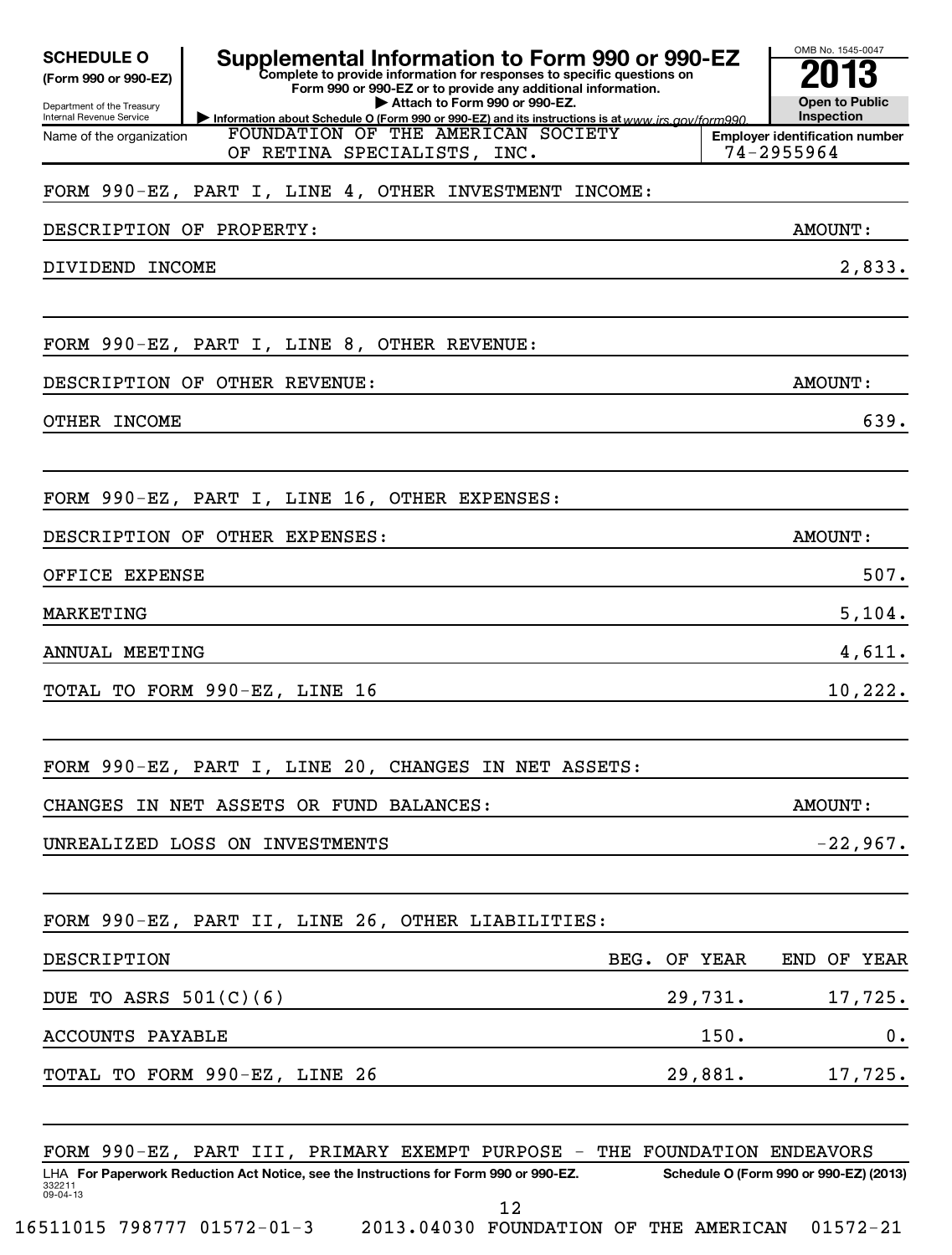**SCHEDULE O** (Form 990 or 990-EZ)

Department of the Treasury
Internal Revenue Service

# Supplemental Information to Form 990 or 990-EZ

**Complete to provide information for responses to specific questions on Form 990 or 990-EZ or to provide any additional information.**

▶ Attach to Form 990 or 990-EZ.

▶ Information about Schedule O (Form 990 or 990-EZ) and its instructions is at www.irs.gov/form990.

OMB No. 1545-0047

**2013**

**Open to Public Inspection**

Name of the organization: FOUNDATION OF THE AMERICAN SOCIETY OF RETINA SPECIALISTS, INC.

Employer identification number: 74-2955964

FORM 990-EZ, PART I, LINE 4, OTHER INVESTMENT INCOME:

| DESCRIPTION OF PROPERTY: | AMOUNT: |
|---|---|
| DIVIDEND INCOME | 2,833. |

FORM 990-EZ, PART I, LINE 8, OTHER REVENUE:

| DESCRIPTION OF OTHER REVENUE: | AMOUNT: |
|---|---|
| OTHER INCOME | 639. |

FORM 990-EZ, PART I, LINE 16, OTHER EXPENSES:

| DESCRIPTION OF OTHER EXPENSES: | AMOUNT: |
|---|---|
| OFFICE EXPENSE | 507. |
| MARKETING | 5,104. |
| ANNUAL MEETING | 4,611. |
| TOTAL TO FORM 990-EZ, LINE 16 | 10,222. |

FORM 990-EZ, PART I, LINE 20, CHANGES IN NET ASSETS:

| CHANGES IN NET ASSETS OR FUND BALANCES: | AMOUNT: |
|---|---|
| UNREALIZED LOSS ON INVESTMENTS | -22,967. |

FORM 990-EZ, PART II, LINE 26, OTHER LIABILITIES:

| DESCRIPTION | BEG. OF YEAR | END OF YEAR |
|---|---|---|
| DUE TO ASRS 501(C)(6) | 29,731. | 17,725. |
| ACCOUNTS PAYABLE | 150. | 0. |
| TOTAL TO FORM 990-EZ, LINE 26 | 29,881. | 17,725. |

FORM 990-EZ, PART III, PRIMARY EXEMPT PURPOSE - THE FOUNDATION ENDEAVORS

LHA **For Paperwork Reduction Act Notice, see the Instructions for Form 990 or 990-EZ.** **Schedule O (Form 990 or 990-EZ) (2013)**

332211
09-04-13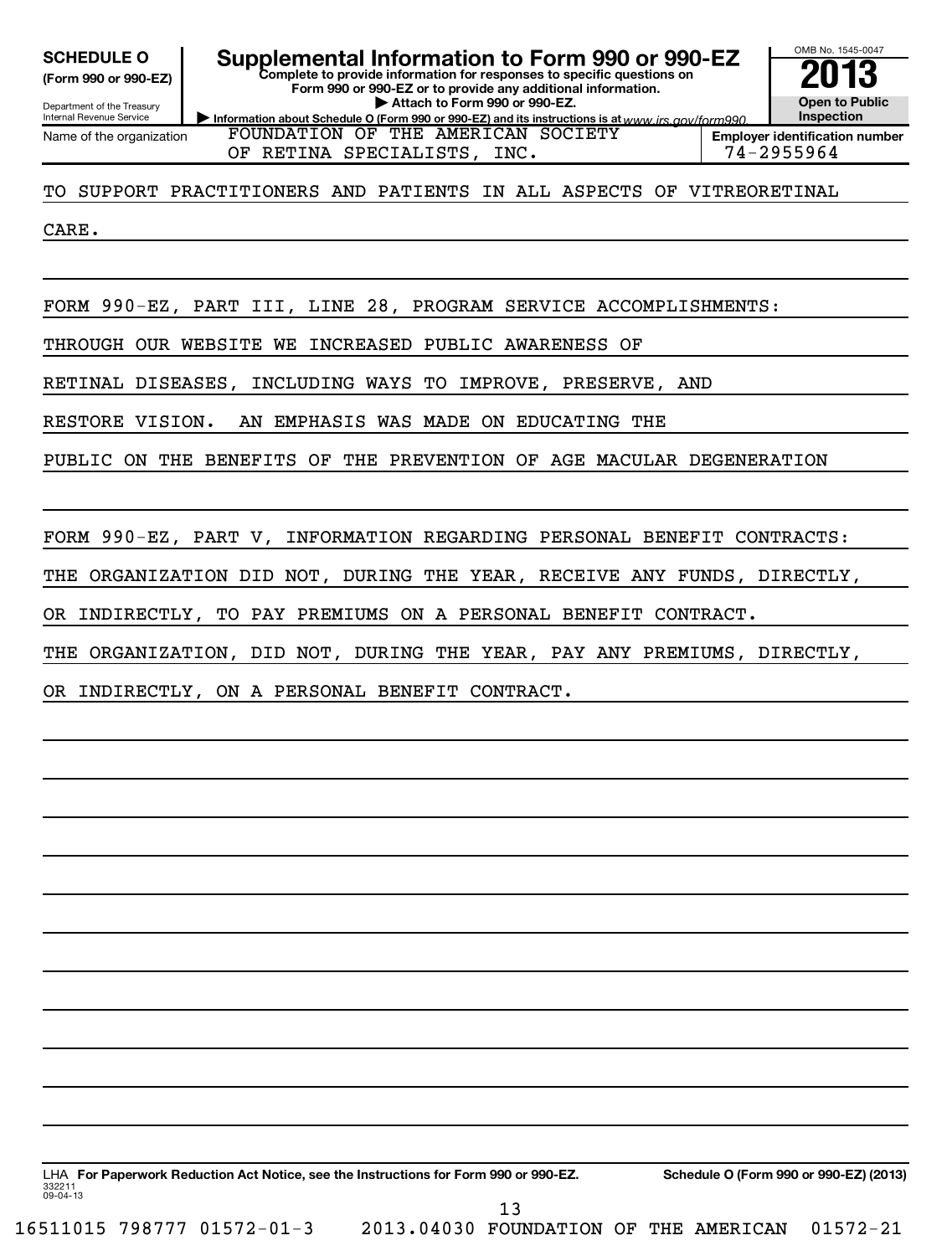**SCHEDULE O**
**(Form 990 or 990-EZ)**

Department of the Treasury
Internal Revenue Service

# Supplemental Information to Form 990 or 990-EZ

**Complete to provide information for responses to specific questions on Form 990 or 990-EZ or to provide any additional information.**
**▶ Attach to Form 990 or 990-EZ.**
**▶ Information about Schedule O (Form 990 or 990-EZ) and its instructions is at** *www.irs.gov/form990.*

OMB No. 1545-0047
**2013**
**Open to Public Inspection**

Name of the organization: FOUNDATION OF THE AMERICAN SOCIETY OF RETINA SPECIALISTS, INC.

**Employer identification number:** 74-2955964

TO SUPPORT PRACTITIONERS AND PATIENTS IN ALL ASPECTS OF VITREORETINAL CARE.

FORM 990-EZ, PART III, LINE 28, PROGRAM SERVICE ACCOMPLISHMENTS:
THROUGH OUR WEBSITE WE INCREASED PUBLIC AWARENESS OF RETINAL DISEASES, INCLUDING WAYS TO IMPROVE, PRESERVE, AND RESTORE VISION. AN EMPHASIS WAS MADE ON EDUCATING THE PUBLIC ON THE BENEFITS OF THE PREVENTION OF AGE MACULAR DEGENERATION

FORM 990-EZ, PART V, INFORMATION REGARDING PERSONAL BENEFIT CONTRACTS:
THE ORGANIZATION DID NOT, DURING THE YEAR, RECEIVE ANY FUNDS, DIRECTLY, OR INDIRECTLY, TO PAY PREMIUMS ON A PERSONAL BENEFIT CONTRACT.
THE ORGANIZATION, DID NOT, DURING THE YEAR, PAY ANY PREMIUMS, DIRECTLY, OR INDIRECTLY, ON A PERSONAL BENEFIT CONTRACT.

LHA **For Paperwork Reduction Act Notice, see the Instructions for Form 990 or 990-EZ.** **Schedule O (Form 990 or 990-EZ) (2013)**
332211
09-04-13

16511015 798777 01572-01-3 2013.04030 FOUNDATION OF THE AMERICAN 01572-21